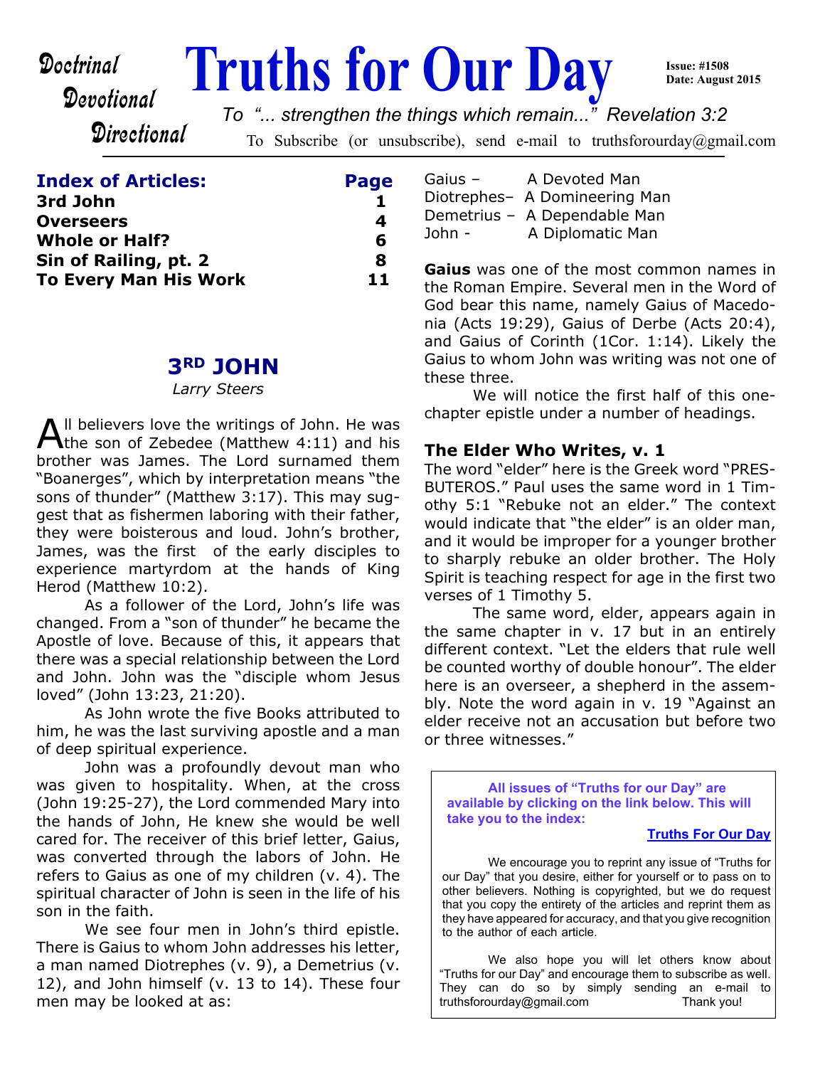# Truths for Our Day

Doctrinal
Devotional
Directional

Issue: #1508
Date: August 2015

*To "... strengthen the things which remain..." Revelation 3:2*

To Subscribe (or unsubscribe), send e-mail to truthsforourday@gmail.com

| **Index of Articles:** | **Page** |
|---|---|
| **3rd John** | **1** |
| **Overseers** | **4** |
| **Whole or Half?** | **6** |
| **Sin of Railing, pt. 2** | **8** |
| **To Every Man His Work** | **11** |

## 3RD JOHN

*Larry Steers*

All believers love the writings of John. He was the son of Zebedee (Matthew 4:11) and his brother was James. The Lord surnamed them "Boanerges", which by interpretation means "the sons of thunder" (Matthew 3:17). This may suggest that as fishermen laboring with their father, they were boisterous and loud. John's brother, James, was the first of the early disciples to experience martyrdom at the hands of King Herod (Matthew 10:2).

As a follower of the Lord, John's life was changed. From a "son of thunder" he became the Apostle of love. Because of this, it appears that there was a special relationship between the Lord and John. John was the "disciple whom Jesus loved" (John 13:23, 21:20).

As John wrote the five Books attributed to him, he was the last surviving apostle and a man of deep spiritual experience.

John was a profoundly devout man who was given to hospitality. When, at the cross (John 19:25-27), the Lord commended Mary into the hands of John, He knew she would be well cared for. The receiver of this brief letter, Gaius, was converted through the labors of John. He refers to Gaius as one of my children (v. 4). The spiritual character of John is seen in the life of his son in the faith.

We see four men in John's third epistle. There is Gaius to whom John addresses his letter, a man named Diotrephes (v. 9), a Demetrius (v. 12), and John himself (v. 13 to 14). These four men may be looked at as:

Gaius – A Devoted Man
Diotrephes– A Domineering Man
Demetrius – A Dependable Man
John - A Diplomatic Man

**Gaius** was one of the most common names in the Roman Empire. Several men in the Word of God bear this name, namely Gaius of Macedonia (Acts 19:29), Gaius of Derbe (Acts 20:4), and Gaius of Corinth (1Cor. 1:14). Likely the Gaius to whom John was writing was not one of these three.

We will notice the first half of this one-chapter epistle under a number of headings.

### The Elder Who Writes, v. 1

The word "elder" here is the Greek word "PRESBUTEROS." Paul uses the same word in 1 Timothy 5:1 "Rebuke not an elder." The context would indicate that "the elder" is an older man, and it would be improper for a younger brother to sharply rebuke an older brother. The Holy Spirit is teaching respect for age in the first two verses of 1 Timothy 5.

The same word, elder, appears again in the same chapter in v. 17 but in an entirely different context. "Let the elders that rule well be counted worthy of double honour". The elder here is an overseer, a shepherd in the assembly. Note the word again in v. 19 "Against an elder receive not an accusation but before two or three witnesses."

**All issues of "Truths for our Day" are available by clicking on the link below. This will take you to the index:**

**Truths For Our Day**

We encourage you to reprint any issue of "Truths for our Day" that you desire, either for yourself or to pass on to other believers. Nothing is copyrighted, but we do request that you copy the entirety of the articles and reprint them as they have appeared for accuracy, and that you give recognition to the author of each article.

We also hope you will let others know about "Truths for our Day" and encourage them to subscribe as well. They can do so by simply sending an e-mail to truthsforourday@gmail.com Thank you!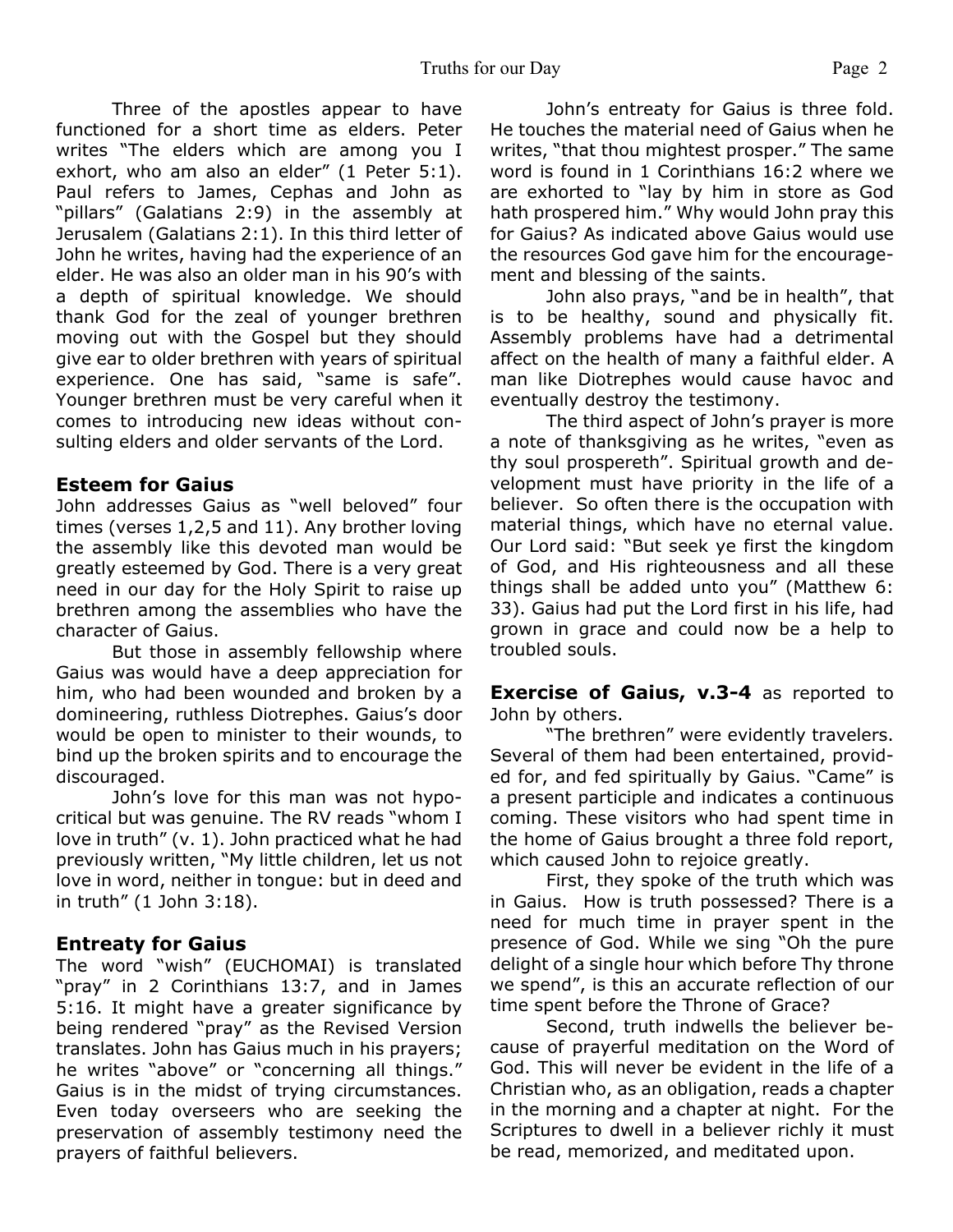Three of the apostles appear to have functioned for a short time as elders. Peter writes "The elders which are among you I exhort, who am also an elder" (1 Peter 5:1). Paul refers to James, Cephas and John as "pillars" (Galatians 2:9) in the assembly at Jerusalem (Galatians 2:1). In this third letter of John he writes, having had the experience of an elder. He was also an older man in his 90's with a depth of spiritual knowledge. We should thank God for the zeal of younger brethren moving out with the Gospel but they should give ear to older brethren with years of spiritual experience. One has said, "same is safe". Younger brethren must be very careful when it comes to introducing new ideas without consulting elders and older servants of the Lord.

### Esteem for Gaius

John addresses Gaius as "well beloved" four times (verses 1,2,5 and 11). Any brother loving the assembly like this devoted man would be greatly esteemed by God. There is a very great need in our day for the Holy Spirit to raise up brethren among the assemblies who have the character of Gaius.

But those in assembly fellowship where Gaius was would have a deep appreciation for him, who had been wounded and broken by a domineering, ruthless Diotrephes. Gaius's door would be open to minister to their wounds, to bind up the broken spirits and to encourage the discouraged.

John's love for this man was not hypocritical but was genuine. The RV reads "whom I love in truth" (v. 1). John practiced what he had previously written, "My little children, let us not love in word, neither in tongue: but in deed and in truth" (1 John 3:18).

### Entreaty for Gaius

The word "wish" (EUCHOMAI) is translated "pray" in 2 Corinthians 13:7, and in James 5:16. It might have a greater significance by being rendered "pray" as the Revised Version translates. John has Gaius much in his prayers; he writes "above" or "concerning all things." Gaius is in the midst of trying circumstances. Even today overseers who are seeking the preservation of assembly testimony need the prayers of faithful believers.

John's entreaty for Gaius is three fold. He touches the material need of Gaius when he writes, "that thou mightest prosper." The same word is found in 1 Corinthians 16:2 where we are exhorted to "lay by him in store as God hath prospered him." Why would John pray this for Gaius? As indicated above Gaius would use the resources God gave him for the encouragement and blessing of the saints.

John also prays, "and be in health", that is to be healthy, sound and physically fit. Assembly problems have had a detrimental affect on the health of many a faithful elder. A man like Diotrephes would cause havoc and eventually destroy the testimony.

The third aspect of John's prayer is more a note of thanksgiving as he writes, "even as thy soul prospereth". Spiritual growth and development must have priority in the life of a believer. So often there is the occupation with material things, which have no eternal value. Our Lord said: "But seek ye first the kingdom of God, and His righteousness and all these things shall be added unto you" (Matthew 6: 33). Gaius had put the Lord first in his life, had grown in grace and could now be a help to troubled souls.

### Exercise of Gaius, v.3-4 as reported to John by others.

"The brethren" were evidently travelers. Several of them had been entertained, provided for, and fed spiritually by Gaius. "Came" is a present participle and indicates a continuous coming. These visitors who had spent time in the home of Gaius brought a three fold report, which caused John to rejoice greatly.

First, they spoke of the truth which was in Gaius. How is truth possessed? There is a need for much time in prayer spent in the presence of God. While we sing "Oh the pure delight of a single hour which before Thy throne we spend", is this an accurate reflection of our time spent before the Throne of Grace?

Second, truth indwells the believer because of prayerful meditation on the Word of God. This will never be evident in the life of a Christian who, as an obligation, reads a chapter in the morning and a chapter at night. For the Scriptures to dwell in a believer richly it must be read, memorized, and meditated upon.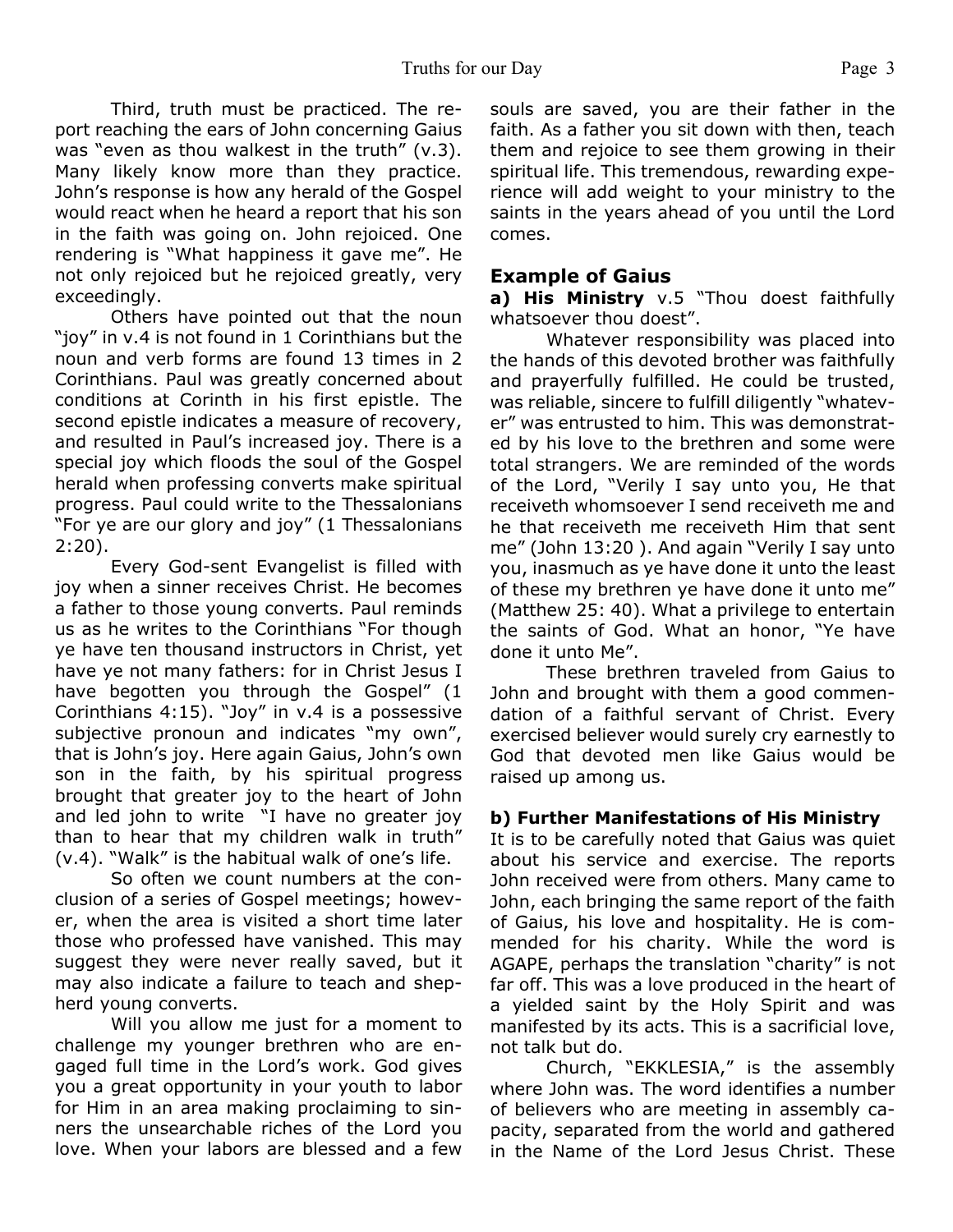Third, truth must be practiced. The report reaching the ears of John concerning Gaius was "even as thou walkest in the truth" (v.3). Many likely know more than they practice. John's response is how any herald of the Gospel would react when he heard a report that his son in the faith was going on. John rejoiced. One rendering is "What happiness it gave me". He not only rejoiced but he rejoiced greatly, very exceedingly.

Others have pointed out that the noun "joy" in v.4 is not found in 1 Corinthians but the noun and verb forms are found 13 times in 2 Corinthians. Paul was greatly concerned about conditions at Corinth in his first epistle. The second epistle indicates a measure of recovery, and resulted in Paul's increased joy. There is a special joy which floods the soul of the Gospel herald when professing converts make spiritual progress. Paul could write to the Thessalonians "For ye are our glory and joy" (1 Thessalonians 2:20).

Every God-sent Evangelist is filled with joy when a sinner receives Christ. He becomes a father to those young converts. Paul reminds us as he writes to the Corinthians "For though ye have ten thousand instructors in Christ, yet have ye not many fathers: for in Christ Jesus I have begotten you through the Gospel" (1 Corinthians 4:15). "Joy" in v.4 is a possessive subjective pronoun and indicates "my own", that is John's joy. Here again Gaius, John's own son in the faith, by his spiritual progress brought that greater joy to the heart of John and led john to write "I have no greater joy than to hear that my children walk in truth" (v.4). "Walk" is the habitual walk of one's life.

So often we count numbers at the conclusion of a series of Gospel meetings; however, when the area is visited a short time later those who professed have vanished. This may suggest they were never really saved, but it may also indicate a failure to teach and shepherd young converts.

Will you allow me just for a moment to challenge my younger brethren who are engaged full time in the Lord's work. God gives you a great opportunity in your youth to labor for Him in an area making proclaiming to sinners the unsearchable riches of the Lord you love. When your labors are blessed and a few souls are saved, you are their father in the faith. As a father you sit down with then, teach them and rejoice to see them growing in their spiritual life. This tremendous, rewarding experience will add weight to your ministry to the saints in the years ahead of you until the Lord comes.

## Example of Gaius

**a) His Ministry** v.5 "Thou doest faithfully whatsoever thou doest".

Whatever responsibility was placed into the hands of this devoted brother was faithfully and prayerfully fulfilled. He could be trusted, was reliable, sincere to fulfill diligently "whatever" was entrusted to him. This was demonstrated by his love to the brethren and some were total strangers. We are reminded of the words of the Lord, "Verily I say unto you, He that receiveth whomsoever I send receiveth me and he that receiveth me receiveth Him that sent me" (John 13:20 ). And again "Verily I say unto you, inasmuch as ye have done it unto the least of these my brethren ye have done it unto me" (Matthew 25: 40). What a privilege to entertain the saints of God. What an honor, "Ye have done it unto Me".

These brethren traveled from Gaius to John and brought with them a good commendation of a faithful servant of Christ. Every exercised believer would surely cry earnestly to God that devoted men like Gaius would be raised up among us.

**b) Further Manifestations of His Ministry**

It is to be carefully noted that Gaius was quiet about his service and exercise. The reports John received were from others. Many came to John, each bringing the same report of the faith of Gaius, his love and hospitality. He is commended for his charity. While the word is AGAPE, perhaps the translation "charity" is not far off. This was a love produced in the heart of a yielded saint by the Holy Spirit and was manifested by its acts. This is a sacrificial love, not talk but do.

Church, "EKKLESIA," is the assembly where John was. The word identifies a number of believers who are meeting in assembly capacity, separated from the world and gathered in the Name of the Lord Jesus Christ. These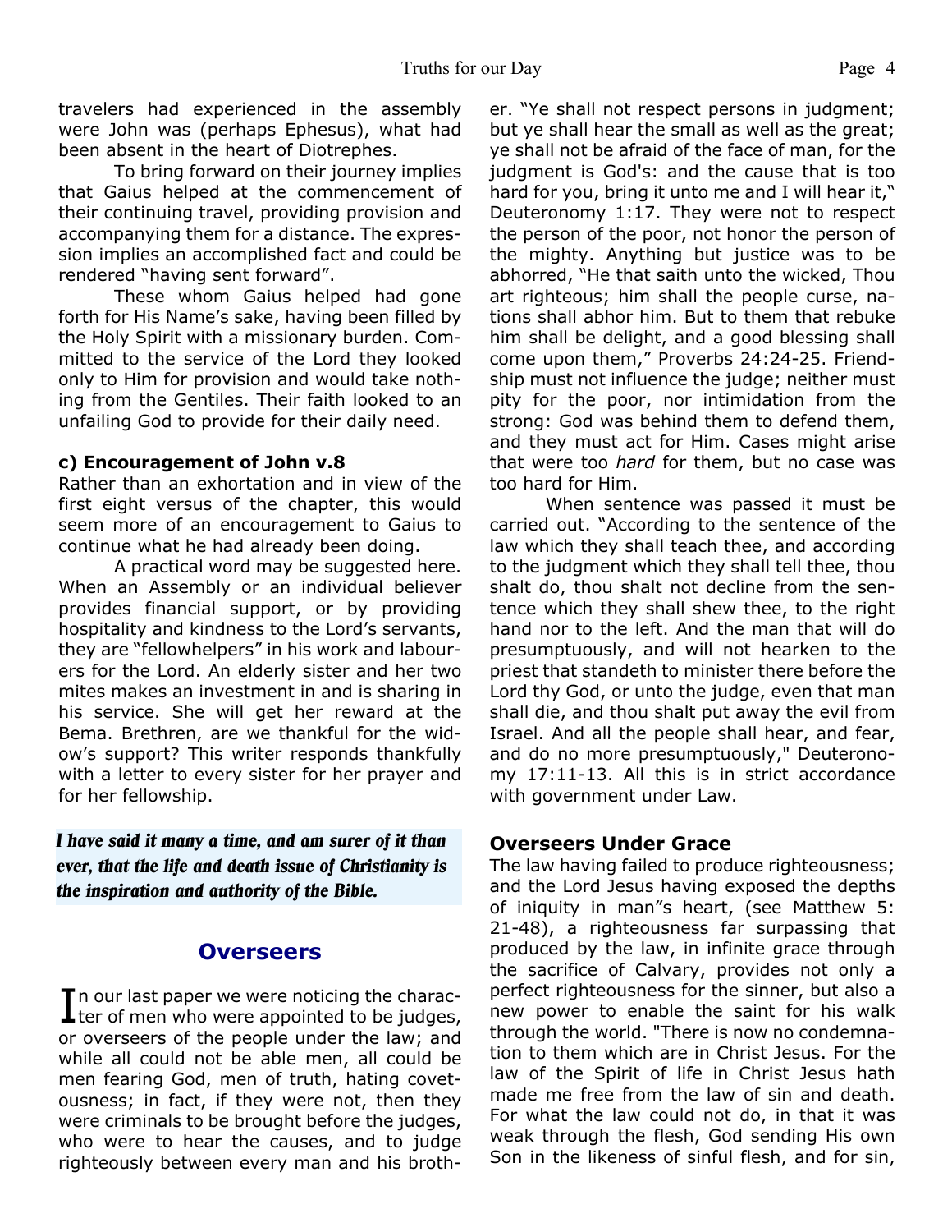travelers had experienced in the assembly were John was (perhaps Ephesus), what had been absent in the heart of Diotrephes.

To bring forward on their journey implies that Gaius helped at the commencement of their continuing travel, providing provision and accompanying them for a distance. The expression implies an accomplished fact and could be rendered "having sent forward".

These whom Gaius helped had gone forth for His Name's sake, having been filled by the Holy Spirit with a missionary burden. Committed to the service of the Lord they looked only to Him for provision and would take nothing from the Gentiles. Their faith looked to an unfailing God to provide for their daily need.

**c) Encouragement of John v.8**

Rather than an exhortation and in view of the first eight versus of the chapter, this would seem more of an encouragement to Gaius to continue what he had already been doing.

A practical word may be suggested here. When an Assembly or an individual believer provides financial support, or by providing hospitality and kindness to the Lord's servants, they are "fellowhelpers" in his work and labourers for the Lord. An elderly sister and her two mites makes an investment in and is sharing in his service. She will get her reward at the Bema. Brethren, are we thankful for the widow's support? This writer responds thankfully with a letter to every sister for her prayer and for her fellowship.

***I have said it many a time, and am surer of it than ever, that the life and death issue of Christianity is the inspiration and authority of the Bible.***

## Overseers

In our last paper we were noticing the character of men who were appointed to be judges, or overseers of the people under the law; and while all could not be able men, all could be men fearing God, men of truth, hating covetousness; in fact, if they were not, then they were criminals to be brought before the judges, who were to hear the causes, and to judge righteously between every man and his brother. "Ye shall not respect persons in judgment; but ye shall hear the small as well as the great; ye shall not be afraid of the face of man, for the judgment is God's: and the cause that is too hard for you, bring it unto me and I will hear it," Deuteronomy 1:17. They were not to respect the person of the poor, not honor the person of the mighty. Anything but justice was to be abhorred, "He that saith unto the wicked, Thou art righteous; him shall the people curse, nations shall abhor him. But to them that rebuke him shall be delight, and a good blessing shall come upon them," Proverbs 24:24-25. Friendship must not influence the judge; neither must pity for the poor, nor intimidation from the strong: God was behind them to defend them, and they must act for Him. Cases might arise that were too *hard* for them, but no case was too hard for Him.

When sentence was passed it must be carried out. "According to the sentence of the law which they shall teach thee, and according to the judgment which they shall tell thee, thou shalt do, thou shalt not decline from the sentence which they shall shew thee, to the right hand nor to the left. And the man that will do presumptuously, and will not hearken to the priest that standeth to minister there before the Lord thy God, or unto the judge, even that man shall die, and thou shalt put away the evil from Israel. And all the people shall hear, and fear, and do no more presumptuously," Deuteronomy 17:11-13. All this is in strict accordance with government under Law.

### Overseers Under Grace

The law having failed to produce righteousness; and the Lord Jesus having exposed the depths of iniquity in man"s heart, (see Matthew 5: 21-48), a righteousness far surpassing that produced by the law, in infinite grace through the sacrifice of Calvary, provides not only a perfect righteousness for the sinner, but also a new power to enable the saint for his walk through the world. "There is now no condemnation to them which are in Christ Jesus. For the law of the Spirit of life in Christ Jesus hath made me free from the law of sin and death. For what the law could not do, in that it was weak through the flesh, God sending His own Son in the likeness of sinful flesh, and for sin,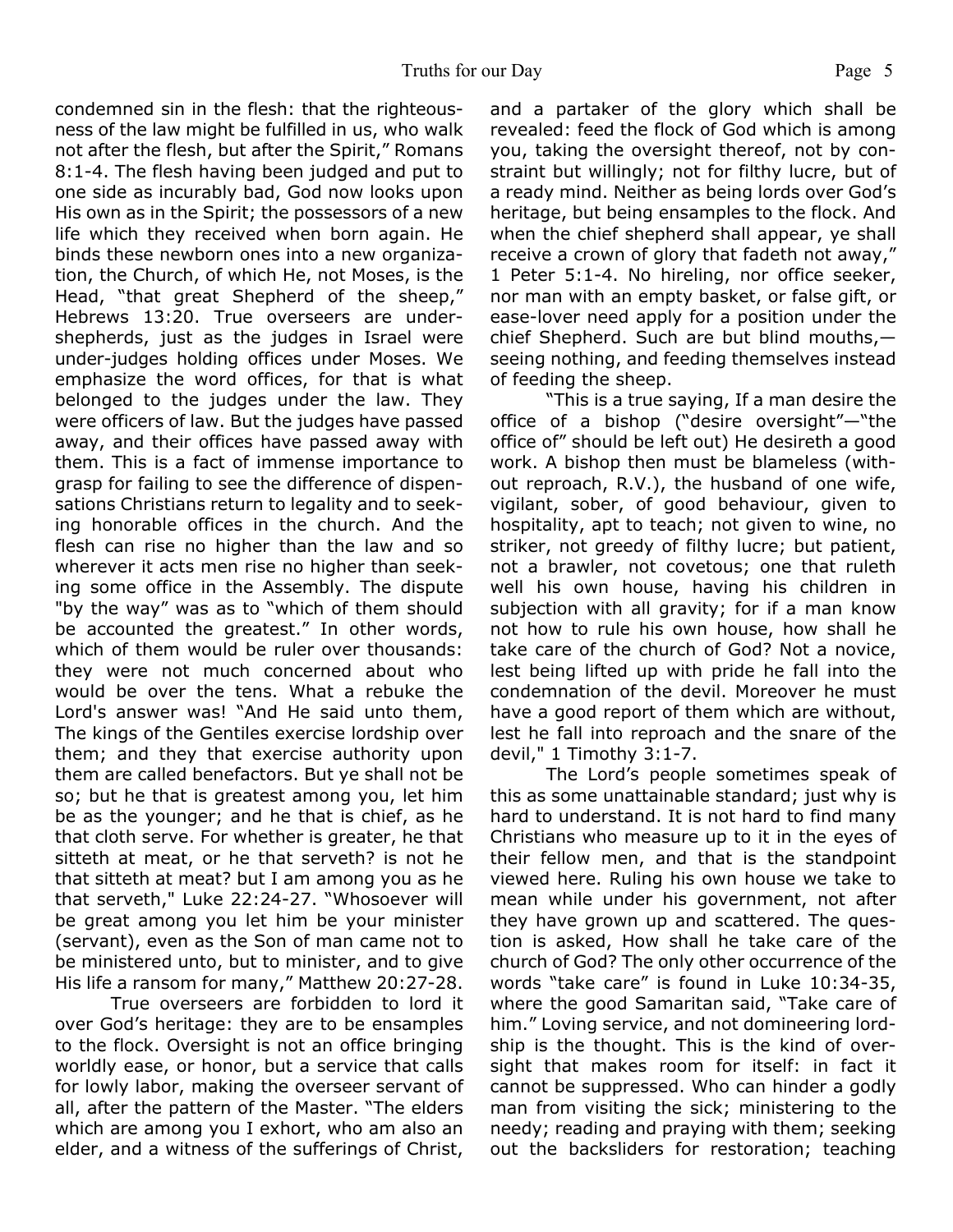condemned sin in the flesh: that the righteousness of the law might be fulfilled in us, who walk not after the flesh, but after the Spirit," Romans 8:1-4. The flesh having been judged and put to one side as incurably bad, God now looks upon His own as in the Spirit; the possessors of a new life which they received when born again. He binds these newborn ones into a new organization, the Church, of which He, not Moses, is the Head, "that great Shepherd of the sheep," Hebrews 13:20. True overseers are under-shepherds, just as the judges in Israel were under-judges holding offices under Moses. We emphasize the word offices, for that is what belonged to the judges under the law. They were officers of law. But the judges have passed away, and their offices have passed away with them. This is a fact of immense importance to grasp for failing to see the difference of dispensations Christians return to legality and to seeking honorable offices in the church. And the flesh can rise no higher than the law and so wherever it acts men rise no higher than seeking some office in the Assembly. The dispute "by the way" was as to "which of them should be accounted the greatest." In other words, which of them would be ruler over thousands: they were not much concerned about who would be over the tens. What a rebuke the Lord's answer was! "And He said unto them, The kings of the Gentiles exercise lordship over them; and they that exercise authority upon them are called benefactors. But ye shall not be so; but he that is greatest among you, let him be as the younger; and he that is chief, as he that cloth serve. For whether is greater, he that sitteth at meat, or he that serveth? is not he that sitteth at meat? but I am among you as he that serveth," Luke 22:24-27. "Whosoever will be great among you let him be your minister (servant), even as the Son of man came not to be ministered unto, but to minister, and to give His life a ransom for many," Matthew 20:27-28.

True overseers are forbidden to lord it over God's heritage: they are to be ensamples to the flock. Oversight is not an office bringing worldly ease, or honor, but a service that calls for lowly labor, making the overseer servant of all, after the pattern of the Master. "The elders which are among you I exhort, who am also an elder, and a witness of the sufferings of Christ, and a partaker of the glory which shall be revealed: feed the flock of God which is among you, taking the oversight thereof, not by constraint but willingly; not for filthy lucre, but of a ready mind. Neither as being lords over God's heritage, but being ensamples to the flock. And when the chief shepherd shall appear, ye shall receive a crown of glory that fadeth not away," 1 Peter 5:1-4. No hireling, nor office seeker, nor man with an empty basket, or false gift, or ease-lover need apply for a position under the chief Shepherd. Such are but blind mouths,—seeing nothing, and feeding themselves instead of feeding the sheep.

"This is a true saying, If a man desire the office of a bishop ("desire oversight"—"the office of" should be left out) He desireth a good work. A bishop then must be blameless (without reproach, R.V.), the husband of one wife, vigilant, sober, of good behaviour, given to hospitality, apt to teach; not given to wine, no striker, not greedy of filthy lucre; but patient, not a brawler, not covetous; one that ruleth well his own house, having his children in subjection with all gravity; for if a man know not how to rule his own house, how shall he take care of the church of God? Not a novice, lest being lifted up with pride he fall into the condemnation of the devil. Moreover he must have a good report of them which are without, lest he fall into reproach and the snare of the devil," 1 Timothy 3:1-7.

The Lord's people sometimes speak of this as some unattainable standard; just why is hard to understand. It is not hard to find many Christians who measure up to it in the eyes of their fellow men, and that is the standpoint viewed here. Ruling his own house we take to mean while under his government, not after they have grown up and scattered. The question is asked, How shall he take care of the church of God? The only other occurrence of the words "take care" is found in Luke 10:34-35, where the good Samaritan said, "Take care of him." Loving service, and not domineering lordship is the thought. This is the kind of oversight that makes room for itself: in fact it cannot be suppressed. Who can hinder a godly man from visiting the sick; ministering to the needy; reading and praying with them; seeking out the backsliders for restoration; teaching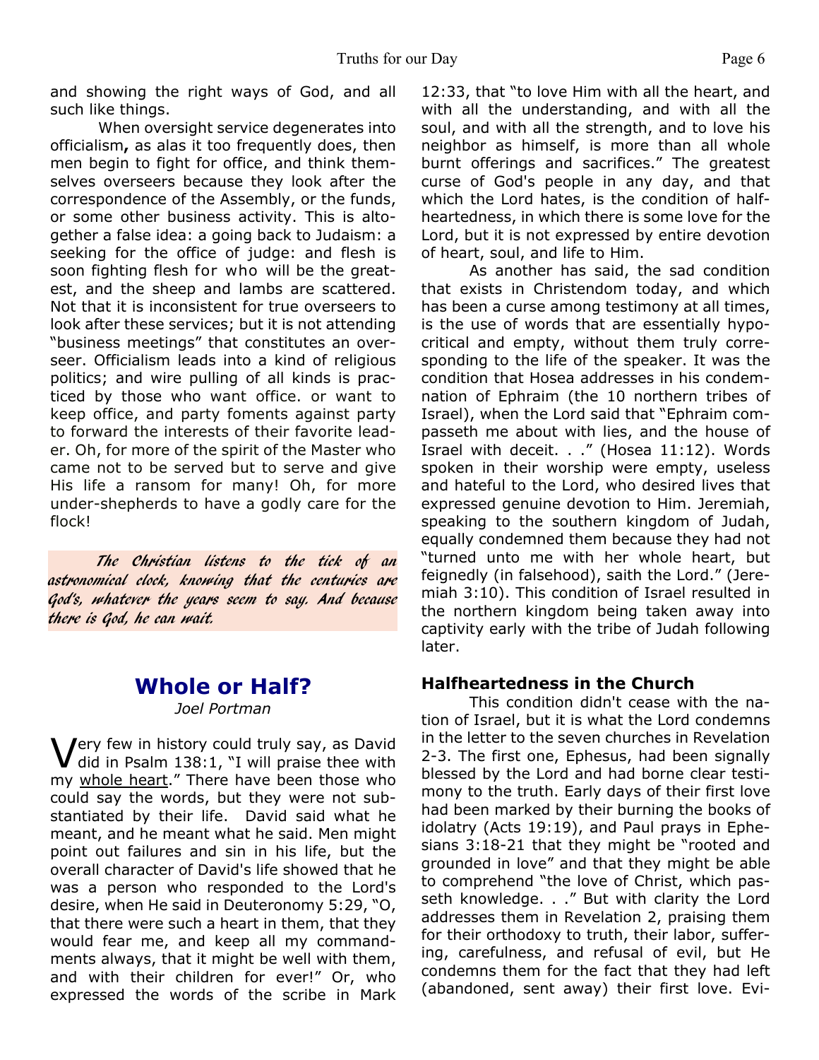and showing the right ways of God, and all such like things.

When oversight service degenerates into officialism**,** as alas it too frequently does, then men begin to fight for office, and think themselves overseers because they look after the correspondence of the Assembly, or the funds, or some other business activity. This is altogether a false idea: a going back to Judaism: a seeking for the office of judge: and flesh is soon fighting flesh for who will be the greatest, and the sheep and lambs are scattered. Not that it is inconsistent for true overseers to look after these services; but it is not attending "business meetings" that constitutes an overseer. Officialism leads into a kind of religious politics; and wire pulling of all kinds is practiced by those who want office. or want to keep office, and party foments against party to forward the interests of their favorite leader. Oh, for more of the spirit of the Master who came not to be served but to serve and give His life a ransom for many! Oh, for more under-shepherds to have a godly care for the flock!

*The Christian listens to the tick of an astronomical clock, knowing that the centuries are God's, whatever the years seem to say. And because there is God, he can wait.*

## Whole or Half?

*Joel Portman*

Very few in history could truly say, as David did in Psalm 138:1, "I will praise thee with my <u>whole heart</u>." There have been those who could say the words, but they were not substantiated by their life. David said what he meant, and he meant what he said. Men might point out failures and sin in his life, but the overall character of David's life showed that he was a person who responded to the Lord's desire, when He said in Deuteronomy 5:29, "O, that there were such a heart in them, that they would fear me, and keep all my commandments always, that it might be well with them, and with their children for ever!" Or, who expressed the words of the scribe in Mark 12:33, that "to love Him with all the heart, and with all the understanding, and with all the soul, and with all the strength, and to love his neighbor as himself, is more than all whole burnt offerings and sacrifices." The greatest curse of God's people in any day, and that which the Lord hates, is the condition of halfheartedness, in which there is some love for the Lord, but it is not expressed by entire devotion of heart, soul, and life to Him.

As another has said, the sad condition that exists in Christendom today, and which has been a curse among testimony at all times, is the use of words that are essentially hypocritical and empty, without them truly corresponding to the life of the speaker. It was the condition that Hosea addresses in his condemnation of Ephraim (the 10 northern tribes of Israel), when the Lord said that "Ephraim compasseth me about with lies, and the house of Israel with deceit. . ." (Hosea 11:12). Words spoken in their worship were empty, useless and hateful to the Lord, who desired lives that expressed genuine devotion to Him. Jeremiah, speaking to the southern kingdom of Judah, equally condemned them because they had not "turned unto me with her whole heart, but feignedly (in falsehood), saith the Lord." (Jeremiah 3:10). This condition of Israel resulted in the northern kingdom being taken away into captivity early with the tribe of Judah following later.

### Halfheartedness in the Church

This condition didn't cease with the nation of Israel, but it is what the Lord condemns in the letter to the seven churches in Revelation 2-3. The first one, Ephesus, had been signally blessed by the Lord and had borne clear testimony to the truth. Early days of their first love had been marked by their burning the books of idolatry (Acts 19:19), and Paul prays in Ephesians 3:18-21 that they might be "rooted and grounded in love" and that they might be able to comprehend "the love of Christ, which passeth knowledge. . ." But with clarity the Lord addresses them in Revelation 2, praising them for their orthodoxy to truth, their labor, suffering, carefulness, and refusal of evil, but He condemns them for the fact that they had left (abandoned, sent away) their first love. Evi-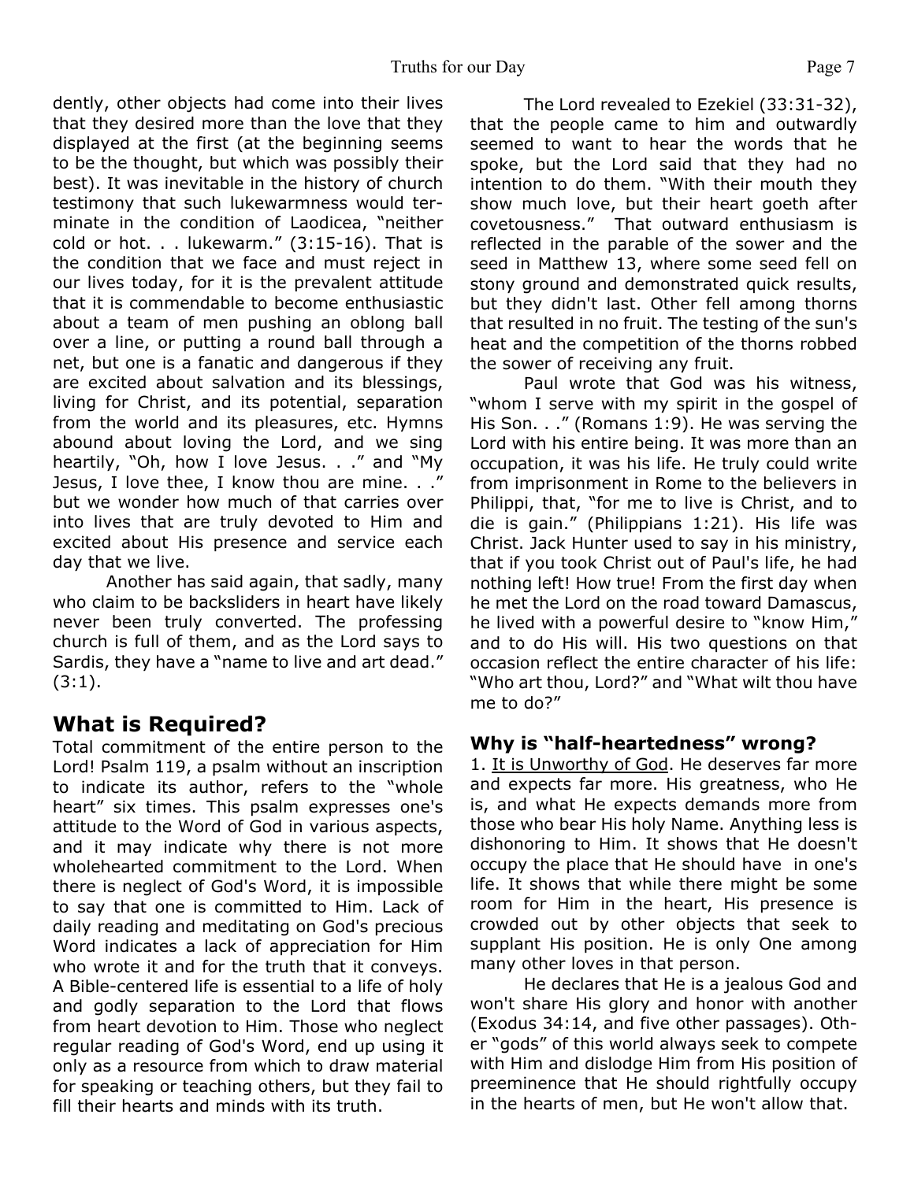dently, other objects had come into their lives that they desired more than the love that they displayed at the first (at the beginning seems to be the thought, but which was possibly their best). It was inevitable in the history of church testimony that such lukewarmness would terminate in the condition of Laodicea, "neither cold or hot. . . lukewarm." (3:15-16). That is the condition that we face and must reject in our lives today, for it is the prevalent attitude that it is commendable to become enthusiastic about a team of men pushing an oblong ball over a line, or putting a round ball through a net, but one is a fanatic and dangerous if they are excited about salvation and its blessings, living for Christ, and its potential, separation from the world and its pleasures, etc. Hymns abound about loving the Lord, and we sing heartily, "Oh, how I love Jesus. . ." and "My Jesus, I love thee, I know thou are mine. . ." but we wonder how much of that carries over into lives that are truly devoted to Him and excited about His presence and service each day that we live.

Another has said again, that sadly, many who claim to be backsliders in heart have likely never been truly converted. The professing church is full of them, and as the Lord says to Sardis, they have a "name to live and art dead." (3:1).

## What is Required?

Total commitment of the entire person to the Lord! Psalm 119, a psalm without an inscription to indicate its author, refers to the "whole heart" six times. This psalm expresses one's attitude to the Word of God in various aspects, and it may indicate why there is not more wholehearted commitment to the Lord. When there is neglect of God's Word, it is impossible to say that one is committed to Him. Lack of daily reading and meditating on God's precious Word indicates a lack of appreciation for Him who wrote it and for the truth that it conveys. A Bible-centered life is essential to a life of holy and godly separation to the Lord that flows from heart devotion to Him. Those who neglect regular reading of God's Word, end up using it only as a resource from which to draw material for speaking or teaching others, but they fail to fill their hearts and minds with its truth.

The Lord revealed to Ezekiel (33:31-32), that the people came to him and outwardly seemed to want to hear the words that he spoke, but the Lord said that they had no intention to do them. "With their mouth they show much love, but their heart goeth after covetousness." That outward enthusiasm is reflected in the parable of the sower and the seed in Matthew 13, where some seed fell on stony ground and demonstrated quick results, but they didn't last. Other fell among thorns that resulted in no fruit. The testing of the sun's heat and the competition of the thorns robbed the sower of receiving any fruit.

Paul wrote that God was his witness, "whom I serve with my spirit in the gospel of His Son. . ." (Romans 1:9). He was serving the Lord with his entire being. It was more than an occupation, it was his life. He truly could write from imprisonment in Rome to the believers in Philippi, that, "for me to live is Christ, and to die is gain." (Philippians 1:21). His life was Christ. Jack Hunter used to say in his ministry, that if you took Christ out of Paul's life, he had nothing left! How true! From the first day when he met the Lord on the road toward Damascus, he lived with a powerful desire to "know Him," and to do His will. His two questions on that occasion reflect the entire character of his life: "Who art thou, Lord?" and "What wilt thou have me to do?"

### Why is "half-heartedness" wrong?

1. It is Unworthy of God. He deserves far more and expects far more. His greatness, who He is, and what He expects demands more from those who bear His holy Name. Anything less is dishonoring to Him. It shows that He doesn't occupy the place that He should have in one's life. It shows that while there might be some room for Him in the heart, His presence is crowded out by other objects that seek to supplant His position. He is only One among many other loves in that person.

He declares that He is a jealous God and won't share His glory and honor with another (Exodus 34:14, and five other passages). Other "gods" of this world always seek to compete with Him and dislodge Him from His position of preeminence that He should rightfully occupy in the hearts of men, but He won't allow that.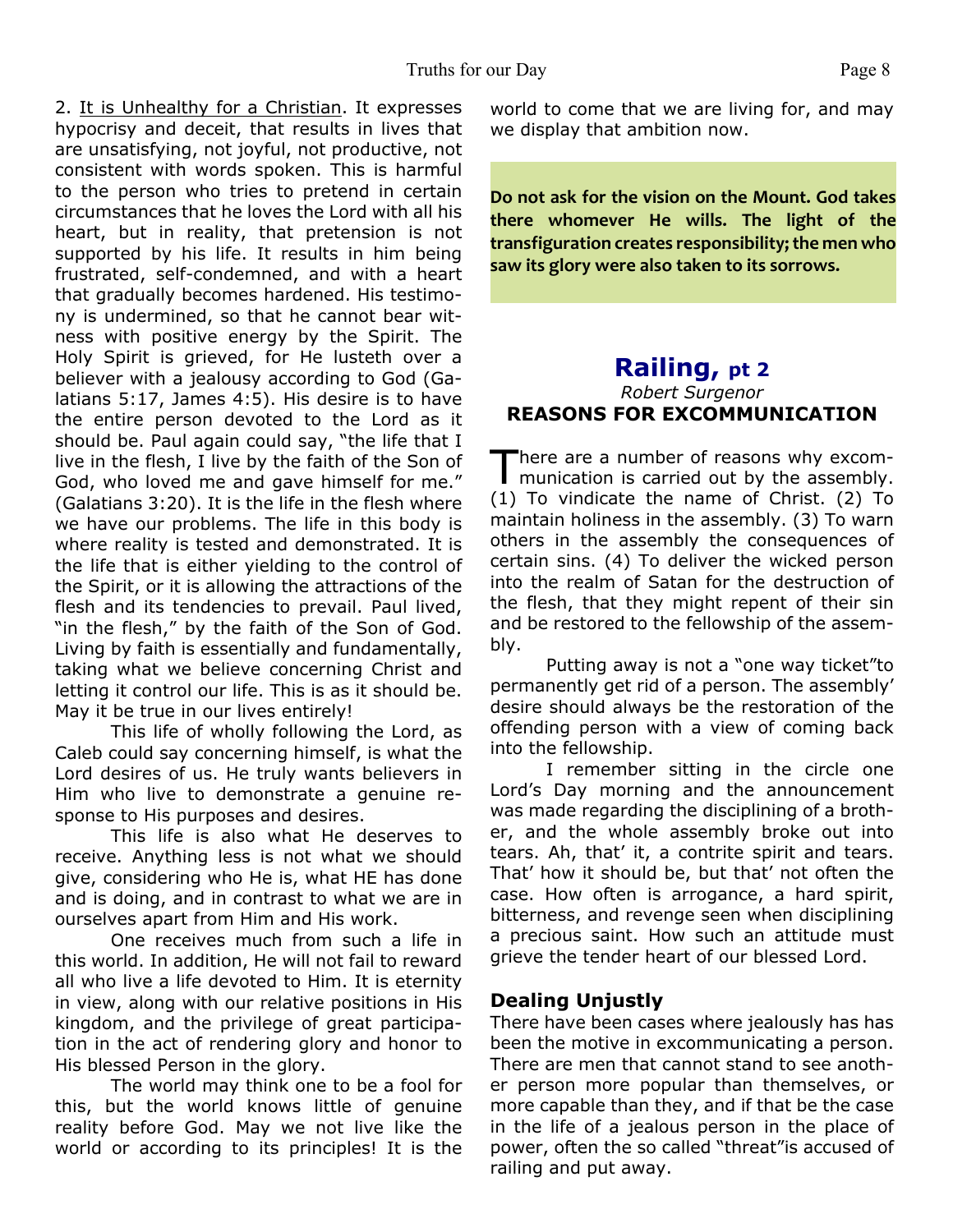2. <u>It is Unhealthy for a Christian</u>. It expresses hypocrisy and deceit, that results in lives that are unsatisfying, not joyful, not productive, not consistent with words spoken. This is harmful to the person who tries to pretend in certain circumstances that he loves the Lord with all his heart, but in reality, that pretension is not supported by his life. It results in him being frustrated, self-condemned, and with a heart that gradually becomes hardened. His testimony is undermined, so that he cannot bear witness with positive energy by the Spirit. The Holy Spirit is grieved, for He lusteth over a believer with a jealousy according to God (Galatians 5:17, James 4:5). His desire is to have the entire person devoted to the Lord as it should be. Paul again could say, "the life that I live in the flesh, I live by the faith of the Son of God, who loved me and gave himself for me." (Galatians 3:20). It is the life in the flesh where we have our problems. The life in this body is where reality is tested and demonstrated. It is the life that is either yielding to the control of the Spirit, or it is allowing the attractions of the flesh and its tendencies to prevail. Paul lived, "in the flesh," by the faith of the Son of God. Living by faith is essentially and fundamentally, taking what we believe concerning Christ and letting it control our life. This is as it should be. May it be true in our lives entirely!

This life of wholly following the Lord, as Caleb could say concerning himself, is what the Lord desires of us. He truly wants believers in Him who live to demonstrate a genuine response to His purposes and desires.

This life is also what He deserves to receive. Anything less is not what we should give, considering who He is, what HE has done and is doing, and in contrast to what we are in ourselves apart from Him and His work.

One receives much from such a life in this world. In addition, He will not fail to reward all who live a life devoted to Him. It is eternity in view, along with our relative positions in His kingdom, and the privilege of great participation in the act of rendering glory and honor to His blessed Person in the glory.

The world may think one to be a fool for this, but the world knows little of genuine reality before God. May we not live like the world or according to its principles! It is the world to come that we are living for, and may we display that ambition now.

**Do not ask for the vision on the Mount. God takes there whomever He wills. The light of the transfiguration creates responsibility; the men who saw its glory were also taken to its sorrows.**

## Railing, pt 2

*Robert Surgenor*

### REASONS FOR EXCOMMUNICATION

There are a number of reasons why excommunication is carried out by the assembly. (1) To vindicate the name of Christ. (2) To maintain holiness in the assembly. (3) To warn others in the assembly the consequences of certain sins. (4) To deliver the wicked person into the realm of Satan for the destruction of the flesh, that they might repent of their sin and be restored to the fellowship of the assembly.

Putting away is not a "one way ticket"to permanently get rid of a person. The assembly' desire should always be the restoration of the offending person with a view of coming back into the fellowship.

I remember sitting in the circle one Lord's Day morning and the announcement was made regarding the disciplining of a brother, and the whole assembly broke out into tears. Ah, that' it, a contrite spirit and tears. That' how it should be, but that' not often the case. How often is arrogance, a hard spirit, bitterness, and revenge seen when disciplining a precious saint. How such an attitude must grieve the tender heart of our blessed Lord.

### Dealing Unjustly

There have been cases where jealously has has been the motive in excommunicating a person. There are men that cannot stand to see another person more popular than themselves, or more capable than they, and if that be the case in the life of a jealous person in the place of power, often the so called "threat"is accused of railing and put away.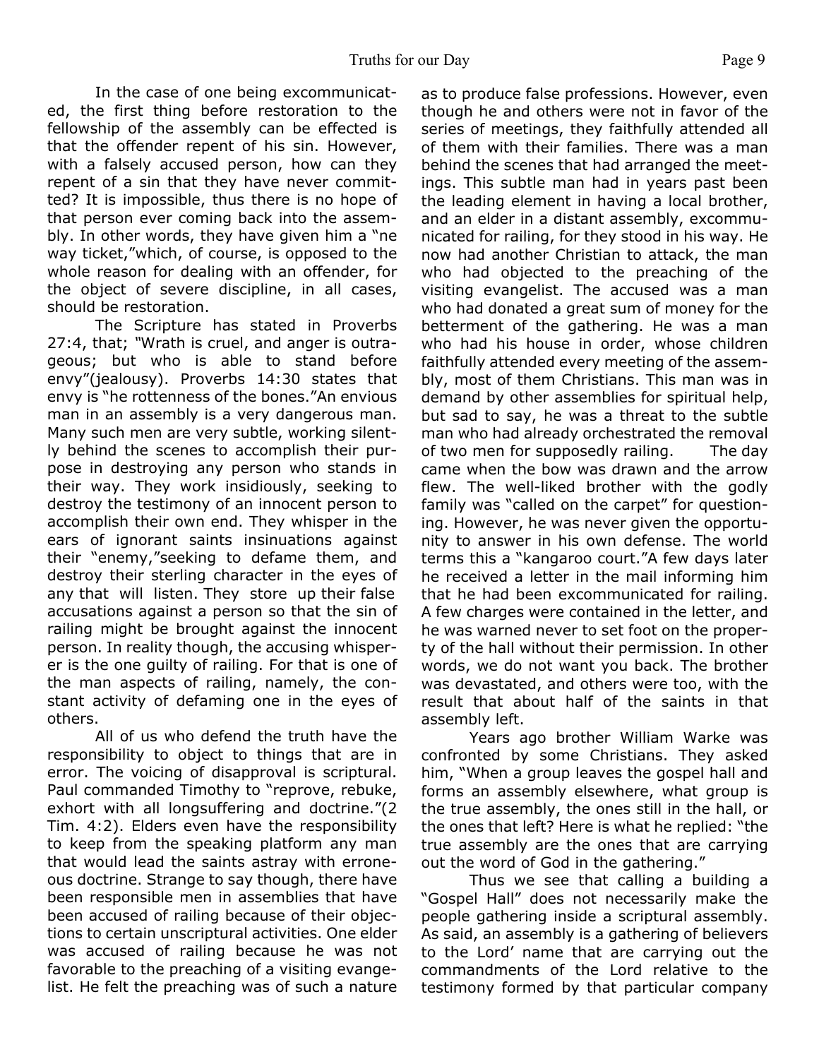In the case of one being excommunicated, the first thing before restoration to the fellowship of the assembly can be effected is that the offender repent of his sin. However, with a falsely accused person, how can they repent of a sin that they have never committed? It is impossible, thus there is no hope of that person ever coming back into the assembly. In other words, they have given him a "ne way ticket,"which, of course, is opposed to the whole reason for dealing with an offender, for the object of severe discipline, in all cases, should be restoration.

The Scripture has stated in Proverbs 27:4, that; "Wrath is cruel, and anger is outrageous; but who is able to stand before envy"(jealousy). Proverbs 14:30 states that envy is "he rottenness of the bones."An envious man in an assembly is a very dangerous man. Many such men are very subtle, working silently behind the scenes to accomplish their purpose in destroying any person who stands in their way. They work insidiously, seeking to destroy the testimony of an innocent person to accomplish their own end. They whisper in the ears of ignorant saints insinuations against their "enemy,"seeking to defame them, and destroy their sterling character in the eyes of any that will listen. They store up their false accusations against a person so that the sin of railing might be brought against the innocent person. In reality though, the accusing whisperer is the one guilty of railing. For that is one of the man aspects of railing, namely, the constant activity of defaming one in the eyes of others.

All of us who defend the truth have the responsibility to object to things that are in error. The voicing of disapproval is scriptural. Paul commanded Timothy to "reprove, rebuke, exhort with all longsuffering and doctrine."(2 Tim. 4:2). Elders even have the responsibility to keep from the speaking platform any man that would lead the saints astray with erroneous doctrine. Strange to say though, there have been responsible men in assemblies that have been accused of railing because of their objections to certain unscriptural activities. One elder was accused of railing because he was not favorable to the preaching of a visiting evangelist. He felt the preaching was of such a nature as to produce false professions. However, even though he and others were not in favor of the series of meetings, they faithfully attended all of them with their families. There was a man behind the scenes that had arranged the meetings. This subtle man had in years past been the leading element in having a local brother, and an elder in a distant assembly, excommunicated for railing, for they stood in his way. He now had another Christian to attack, the man who had objected to the preaching of the visiting evangelist. The accused was a man who had donated a great sum of money for the betterment of the gathering. He was a man who had his house in order, whose children faithfully attended every meeting of the assembly, most of them Christians. This man was in demand by other assemblies for spiritual help, but sad to say, he was a threat to the subtle man who had already orchestrated the removal of two men for supposedly railing. The day came when the bow was drawn and the arrow flew. The well-liked brother with the godly family was "called on the carpet" for questioning. However, he was never given the opportunity to answer in his own defense. The world terms this a "kangaroo court."A few days later he received a letter in the mail informing him that he had been excommunicated for railing. A few charges were contained in the letter, and he was warned never to set foot on the property of the hall without their permission. In other words, we do not want you back. The brother was devastated, and others were too, with the result that about half of the saints in that assembly left.

Years ago brother William Warke was confronted by some Christians. They asked him, "When a group leaves the gospel hall and forms an assembly elsewhere, what group is the true assembly, the ones still in the hall, or the ones that left? Here is what he replied: "the true assembly are the ones that are carrying out the word of God in the gathering."

Thus we see that calling a building a "Gospel Hall" does not necessarily make the people gathering inside a scriptural assembly. As said, an assembly is a gathering of believers to the Lord' name that are carrying out the commandments of the Lord relative to the testimony formed by that particular company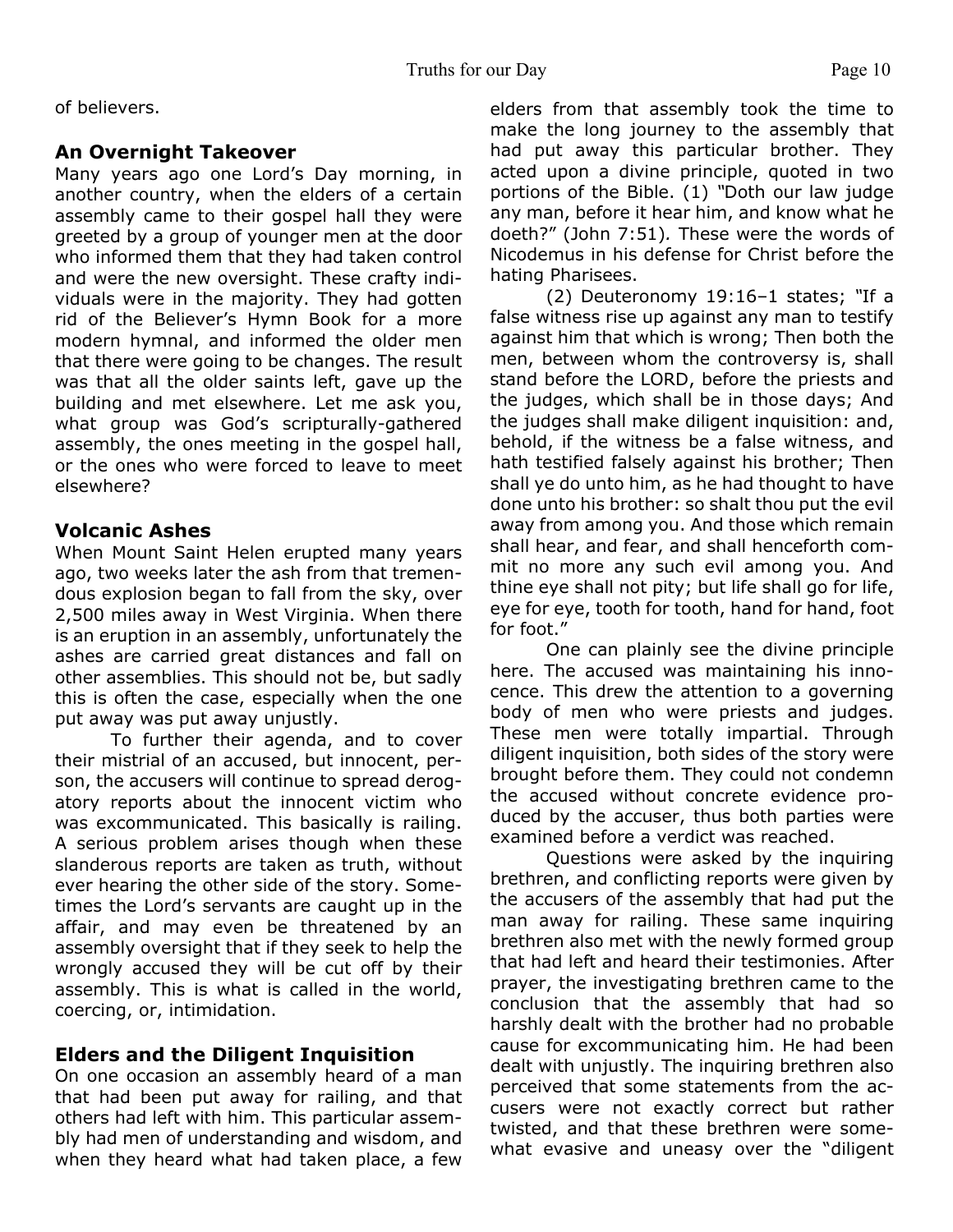of believers.

### An Overnight Takeover

Many years ago one Lord's Day morning, in another country, when the elders of a certain assembly came to their gospel hall they were greeted by a group of younger men at the door who informed them that they had taken control and were the new oversight. These crafty individuals were in the majority. They had gotten rid of the Believer's Hymn Book for a more modern hymnal, and informed the older men that there were going to be changes. The result was that all the older saints left, gave up the building and met elsewhere. Let me ask you, what group was God's scripturally-gathered assembly, the ones meeting in the gospel hall, or the ones who were forced to leave to meet elsewhere?

### Volcanic Ashes

When Mount Saint Helen erupted many years ago, two weeks later the ash from that tremendous explosion began to fall from the sky, over 2,500 miles away in West Virginia. When there is an eruption in an assembly, unfortunately the ashes are carried great distances and fall on other assemblies. This should not be, but sadly this is often the case, especially when the one put away was put away unjustly.

To further their agenda, and to cover their mistrial of an accused, but innocent, person, the accusers will continue to spread derogatory reports about the innocent victim who was excommunicated. This basically is railing. A serious problem arises though when these slanderous reports are taken as truth, without ever hearing the other side of the story. Sometimes the Lord's servants are caught up in the affair, and may even be threatened by an assembly oversight that if they seek to help the wrongly accused they will be cut off by their assembly. This is what is called in the world, coercing, or, intimidation.

### Elders and the Diligent Inquisition

On one occasion an assembly heard of a man that had been put away for railing, and that others had left with him. This particular assembly had men of understanding and wisdom, and when they heard what had taken place, a few elders from that assembly took the time to make the long journey to the assembly that had put away this particular brother. They acted upon a divine principle, quoted in two portions of the Bible. (1) "Doth our law judge any man, before it hear him, and know what he doeth?" (John 7:51). These were the words of Nicodemus in his defense for Christ before the hating Pharisees.

(2) Deuteronomy 19:16–1 states; "If a false witness rise up against any man to testify against him that which is wrong; Then both the men, between whom the controversy is, shall stand before the LORD, before the priests and the judges, which shall be in those days; And the judges shall make diligent inquisition: and, behold, if the witness be a false witness, and hath testified falsely against his brother; Then shall ye do unto him, as he had thought to have done unto his brother: so shalt thou put the evil away from among you. And those which remain shall hear, and fear, and shall henceforth commit no more any such evil among you. And thine eye shall not pity; but life shall go for life, eye for eye, tooth for tooth, hand for hand, foot for foot."

One can plainly see the divine principle here. The accused was maintaining his innocence. This drew the attention to a governing body of men who were priests and judges. These men were totally impartial. Through diligent inquisition, both sides of the story were brought before them. They could not condemn the accused without concrete evidence produced by the accuser, thus both parties were examined before a verdict was reached.

Questions were asked by the inquiring brethren, and conflicting reports were given by the accusers of the assembly that had put the man away for railing. These same inquiring brethren also met with the newly formed group that had left and heard their testimonies. After prayer, the investigating brethren came to the conclusion that the assembly that had so harshly dealt with the brother had no probable cause for excommunicating him. He had been dealt with unjustly. The inquiring brethren also perceived that some statements from the accusers were not exactly correct but rather twisted, and that these brethren were somewhat evasive and uneasy over the "diligent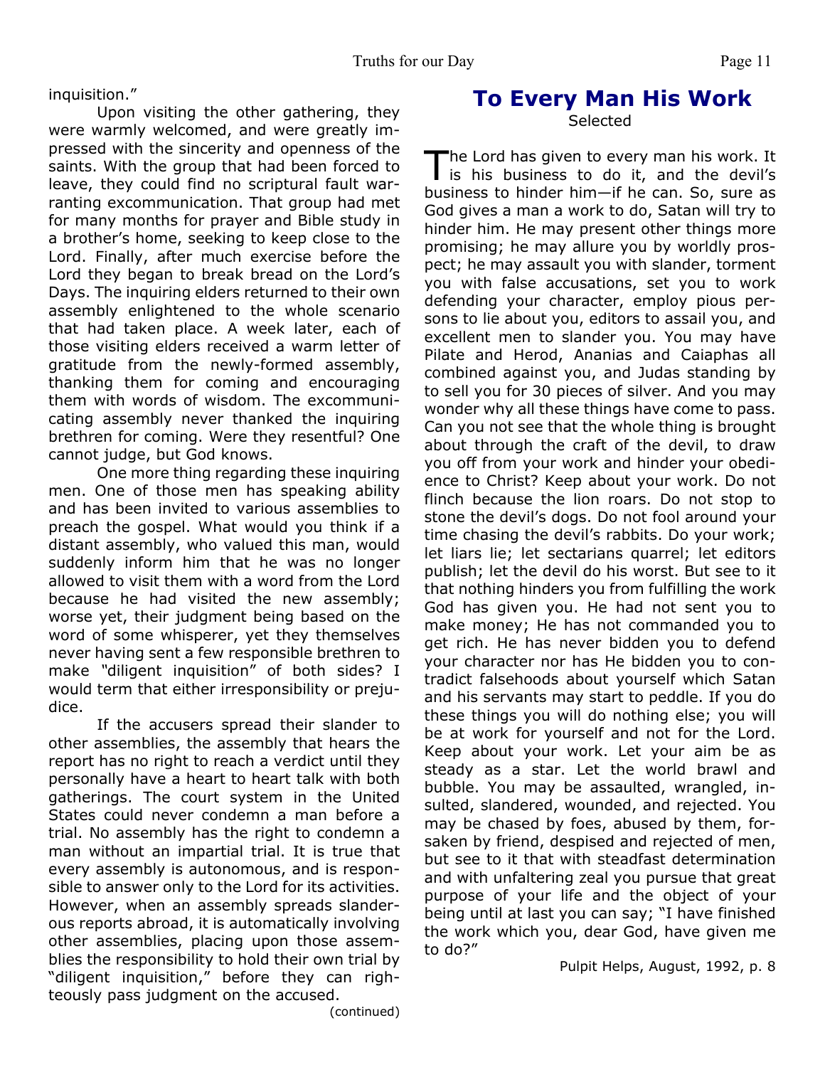inquisition."

Upon visiting the other gathering, they were warmly welcomed, and were greatly impressed with the sincerity and openness of the saints. With the group that had been forced to leave, they could find no scriptural fault warranting excommunication. That group had met for many months for prayer and Bible study in a brother's home, seeking to keep close to the Lord. Finally, after much exercise before the Lord they began to break bread on the Lord's Days. The inquiring elders returned to their own assembly enlightened to the whole scenario that had taken place. A week later, each of those visiting elders received a warm letter of gratitude from the newly-formed assembly, thanking them for coming and encouraging them with words of wisdom. The excommunicating assembly never thanked the inquiring brethren for coming. Were they resentful? One cannot judge, but God knows.

One more thing regarding these inquiring men. One of those men has speaking ability and has been invited to various assemblies to preach the gospel. What would you think if a distant assembly, who valued this man, would suddenly inform him that he was no longer allowed to visit them with a word from the Lord because he had visited the new assembly; worse yet, their judgment being based on the word of some whisperer, yet they themselves never having sent a few responsible brethren to make "diligent inquisition" of both sides? I would term that either irresponsibility or prejudice.

If the accusers spread their slander to other assemblies, the assembly that hears the report has no right to reach a verdict until they personally have a heart to heart talk with both gatherings. The court system in the United States could never condemn a man before a trial. No assembly has the right to condemn a man without an impartial trial. It is true that every assembly is autonomous, and is responsible to answer only to the Lord for its activities. However, when an assembly spreads slanderous reports abroad, it is automatically involving other assemblies, placing upon those assemblies the responsibility to hold their own trial by "diligent inquisition," before they can righteously pass judgment on the accused.

(continued)

# To Every Man His Work

Selected

The Lord has given to every man his work. It is his business to do it, and the devil's business to hinder him—if he can. So, sure as God gives a man a work to do, Satan will try to hinder him. He may present other things more promising; he may allure you by worldly prospect; he may assault you with slander, torment you with false accusations, set you to work defending your character, employ pious persons to lie about you, editors to assail you, and excellent men to slander you. You may have Pilate and Herod, Ananias and Caiaphas all combined against you, and Judas standing by to sell you for 30 pieces of silver. And you may wonder why all these things have come to pass. Can you not see that the whole thing is brought about through the craft of the devil, to draw you off from your work and hinder your obedience to Christ? Keep about your work. Do not flinch because the lion roars. Do not stop to stone the devil's dogs. Do not fool around your time chasing the devil's rabbits. Do your work; let liars lie; let sectarians quarrel; let editors publish; let the devil do his worst. But see to it that nothing hinders you from fulfilling the work God has given you. He had not sent you to make money; He has not commanded you to get rich. He has never bidden you to defend your character nor has He bidden you to contradict falsehoods about yourself which Satan and his servants may start to peddle. If you do these things you will do nothing else; you will be at work for yourself and not for the Lord. Keep about your work. Let your aim be as steady as a star. Let the world brawl and bubble. You may be assaulted, wrangled, insulted, slandered, wounded, and rejected. You may be chased by foes, abused by them, forsaken by friend, despised and rejected of men, but see to it that with steadfast determination and with unfaltering zeal you pursue that great purpose of your life and the object of your being until at last you can say; "I have finished the work which you, dear God, have given me to do?"

Pulpit Helps, August, 1992, p. 8